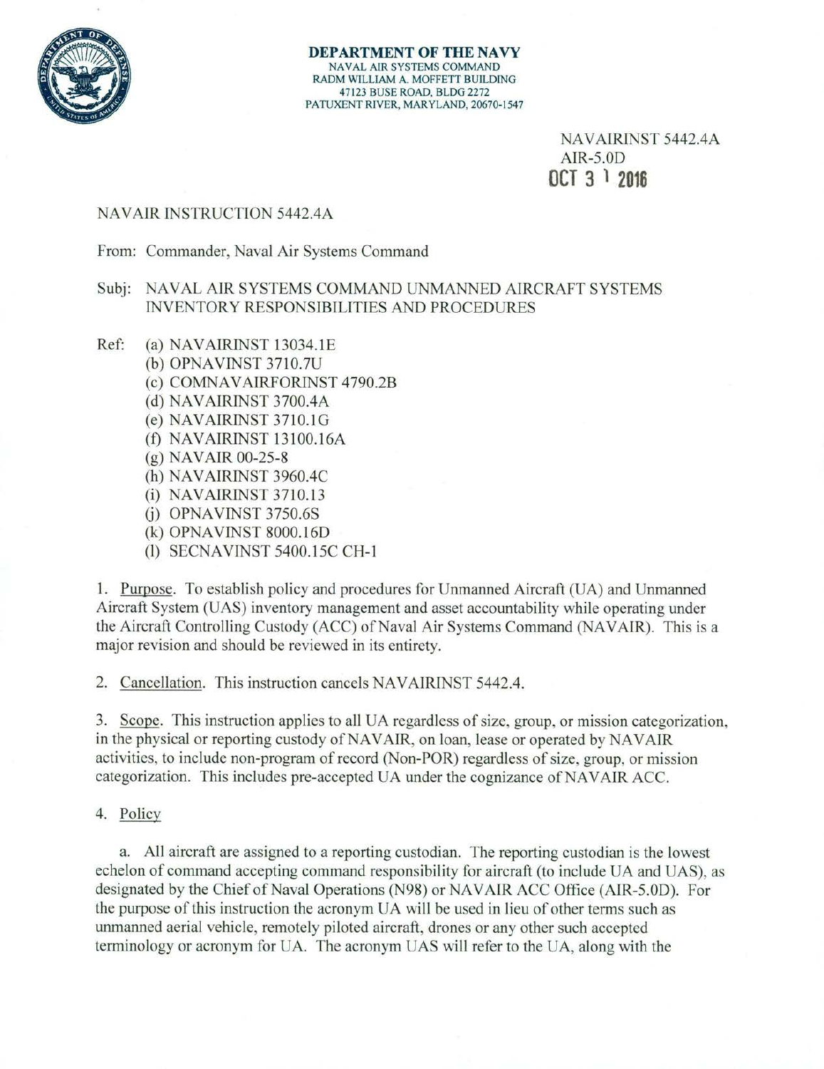**DEPARTMENT OF THE NAVY**
NAVAL AIR SYSTEMS COMMAND
RADM WILLIAM A. MOFFETT BUILDING
47123 BUSE ROAD, BLDG 2272
PATUXENT RIVER, MARYLAND, 20670-1547

NAVAIRINST 5442.4A
AIR-5.0D
OCT 31 2016

NAVAIR INSTRUCTION 5442.4A

From: Commander, Naval Air Systems Command

Subj: NAVAL AIR SYSTEMS COMMAND UNMANNED AIRCRAFT SYSTEMS INVENTORY RESPONSIBILITIES AND PROCEDURES

Ref:
(a) NAVAIRINST 13034.1E
(b) OPNAVINST 3710.7U
(c) COMNAVAIRFORINST 4790.2B
(d) NAVAIRINST 3700.4A
(e) NAVAIRINST 3710.1G
(f) NAVAIRINST 13100.16A
(g) NAVAIR 00-25-8
(h) NAVAIRINST 3960.4C
(i) NAVAIRINST 3710.13
(j) OPNAVINST 3750.6S
(k) OPNAVINST 8000.16D
(l) SECNAVINST 5400.15C CH-1

1. Purpose. To establish policy and procedures for Unmanned Aircraft (UA) and Unmanned Aircraft System (UAS) inventory management and asset accountability while operating under the Aircraft Controlling Custody (ACC) of Naval Air Systems Command (NAVAIR). This is a major revision and should be reviewed in its entirety.

2. Cancellation. This instruction cancels NAVAIRINST 5442.4.

3. Scope. This instruction applies to all UA regardless of size, group, or mission categorization, in the physical or reporting custody of NAVAIR, on loan, lease or operated by NAVAIR activities, to include non-program of record (Non-POR) regardless of size, group, or mission categorization. This includes pre-accepted UA under the cognizance of NAVAIR ACC.

4. Policy

a. All aircraft are assigned to a reporting custodian. The reporting custodian is the lowest echelon of command accepting command responsibility for aircraft (to include UA and UAS), as designated by the Chief of Naval Operations (N98) or NAVAIR ACC Office (AIR-5.0D). For the purpose of this instruction the acronym UA will be used in lieu of other terms such as unmanned aerial vehicle, remotely piloted aircraft, drones or any other such accepted terminology or acronym for UA. The acronym UAS will refer to the UA, along with the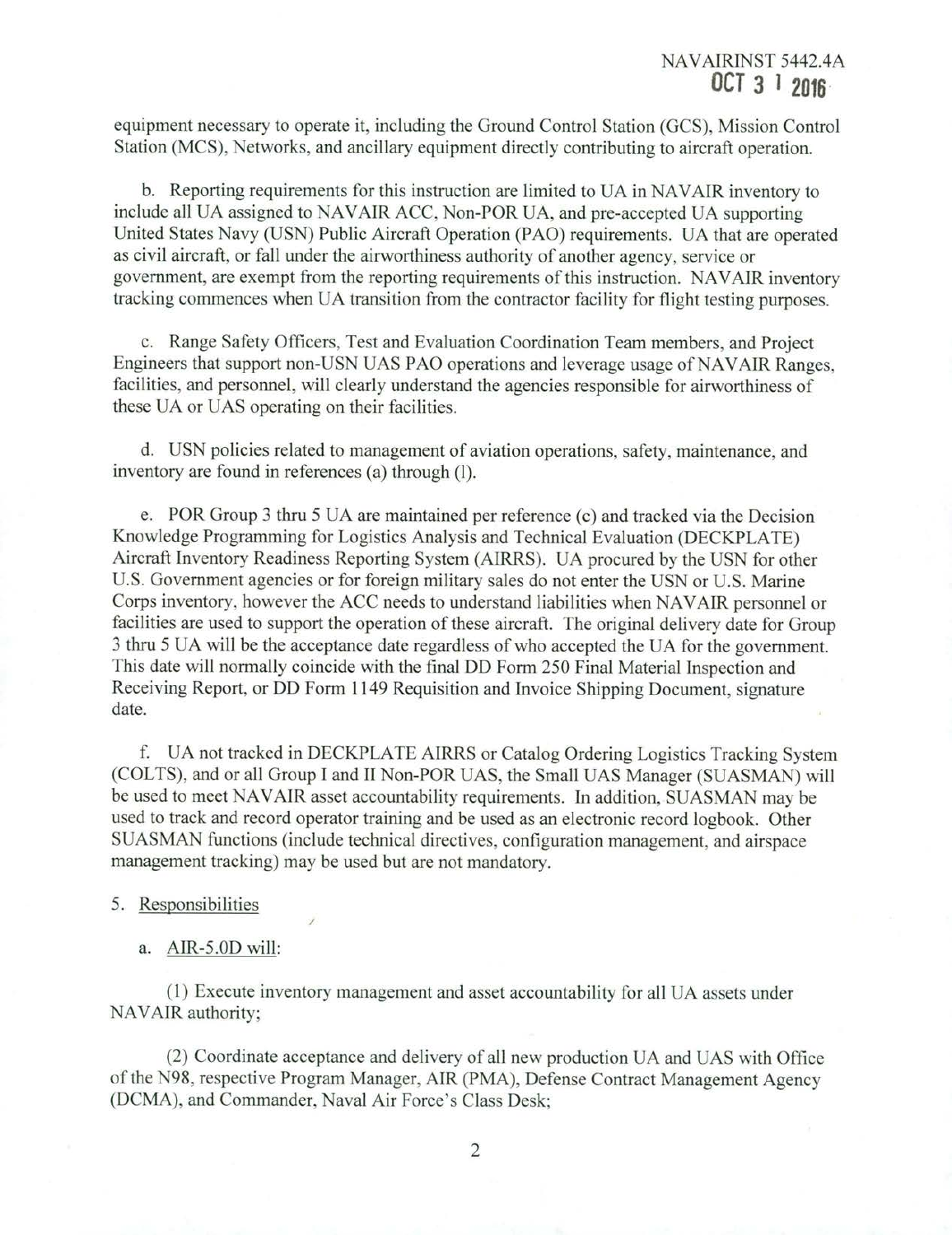equipment necessary to operate it, including the Ground Control Station (GCS), Mission Control Station (MCS), Networks, and ancillary equipment directly contributing to aircraft operation.

b. Reporting requirements for this instruction are limited to UA in NAVAIR inventory to include all UA assigned to NAVAIR ACC, Non-POR UA, and pre-accepted UA supporting United States Navy (USN) Public Aircraft Operation (PAO) requirements. UA that are operated as civil aircraft, or fall under the airworthiness authority of another agency, service or government, are exempt from the reporting requirements of this instruction. NAVAIR inventory tracking commences when UA transition from the contractor facility for flight testing purposes.

c. Range Safety Officers, Test and Evaluation Coordination Team members, and Project Engineers that support non-USN UAS PAO operations and leverage usage of NAVAIR Ranges, facilities, and personnel, will clearly understand the agencies responsible for airworthiness of these UA or UAS operating on their facilities.

d. USN policies related to management of aviation operations, safety, maintenance, and inventory are found in references (a) through (l).

e. POR Group 3 thru 5 UA are maintained per reference (c) and tracked via the Decision Knowledge Programming for Logistics Analysis and Technical Evaluation (DECKPLATE) Aircraft Inventory Readiness Reporting System (AIRRS). UA procured by the USN for other U.S. Government agencies or for foreign military sales do not enter the USN or U.S. Marine Corps inventory, however the ACC needs to understand liabilities when NAVAIR personnel or facilities are used to support the operation of these aircraft. The original delivery date for Group 3 thru 5 UA will be the acceptance date regardless of who accepted the UA for the government. This date will normally coincide with the final DD Form 250 Final Material Inspection and Receiving Report, or DD Form 1149 Requisition and Invoice Shipping Document, signature date.

f. UA not tracked in DECKPLATE AIRRS or Catalog Ordering Logistics Tracking System (COLTS), and or all Group I and II Non-POR UAS, the Small UAS Manager (SUASMAN) will be used to meet NAVAIR asset accountability requirements. In addition, SUASMAN may be used to track and record operator training and be used as an electronic record logbook. Other SUASMAN functions (include technical directives, configuration management, and airspace management tracking) may be used but are not mandatory.

5. Responsibilities

a. AIR-5.0D will:

(1) Execute inventory management and asset accountability for all UA assets under NAVAIR authority;

(2) Coordinate acceptance and delivery of all new production UA and UAS with Office of the N98, respective Program Manager, AIR (PMA), Defense Contract Management Agency (DCMA), and Commander, Naval Air Force's Class Desk;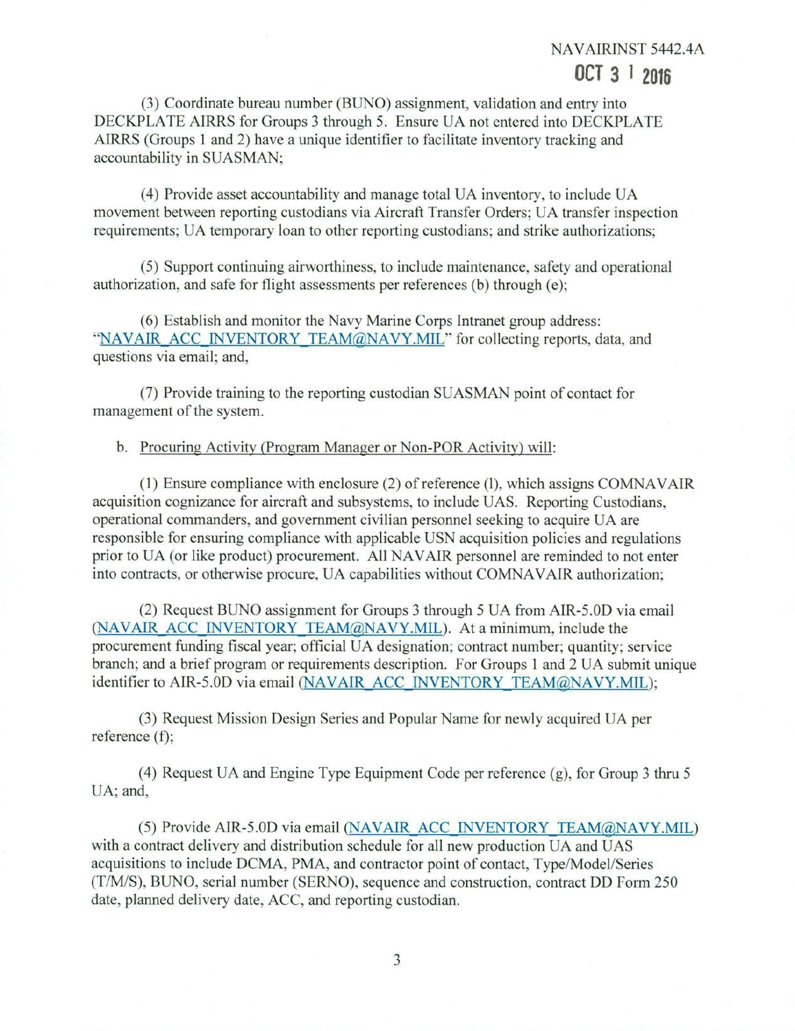(3) Coordinate bureau number (BUNO) assignment, validation and entry into DECKPLATE AIRRS for Groups 3 through 5. Ensure UA not entered into DECKPLATE AIRRS (Groups 1 and 2) have a unique identifier to facilitate inventory tracking and accountability in SUASMAN;

(4) Provide asset accountability and manage total UA inventory, to include UA movement between reporting custodians via Aircraft Transfer Orders; UA transfer inspection requirements; UA temporary loan to other reporting custodians; and strike authorizations;

(5) Support continuing airworthiness, to include maintenance, safety and operational authorization, and safe for flight assessments per references (b) through (e);

(6) Establish and monitor the Navy Marine Corps Intranet group address: "NAVAIR_ACC_INVENTORY_TEAM@NAVY.MIL" for collecting reports, data, and questions via email; and,

(7) Provide training to the reporting custodian SUASMAN point of contact for management of the system.

b. Procuring Activity (Program Manager or Non-POR Activity) will:

(1) Ensure compliance with enclosure (2) of reference (l), which assigns COMNAVAIR acquisition cognizance for aircraft and subsystems, to include UAS. Reporting Custodians, operational commanders, and government civilian personnel seeking to acquire UA are responsible for ensuring compliance with applicable USN acquisition policies and regulations prior to UA (or like product) procurement. All NAVAIR personnel are reminded to not enter into contracts, or otherwise procure, UA capabilities without COMNAVAIR authorization;

(2) Request BUNO assignment for Groups 3 through 5 UA from AIR-5.0D via email (NAVAIR_ACC_INVENTORY_TEAM@NAVY.MIL). At a minimum, include the procurement funding fiscal year; official UA designation; contract number; quantity; service branch; and a brief program or requirements description. For Groups 1 and 2 UA submit unique identifier to AIR-5.0D via email (NAVAIR_ACC_INVENTORY_TEAM@NAVY.MIL);

(3) Request Mission Design Series and Popular Name for newly acquired UA per reference (f);

(4) Request UA and Engine Type Equipment Code per reference (g), for Group 3 thru 5 UA; and,

(5) Provide AIR-5.0D via email (NAVAIR_ACC_INVENTORY_TEAM@NAVY.MIL) with a contract delivery and distribution schedule for all new production UA and UAS acquisitions to include DCMA, PMA, and contractor point of contact, Type/Model/Series (T/M/S), BUNO, serial number (SERNO), sequence and construction, contract DD Form 250 date, planned delivery date, ACC, and reporting custodian.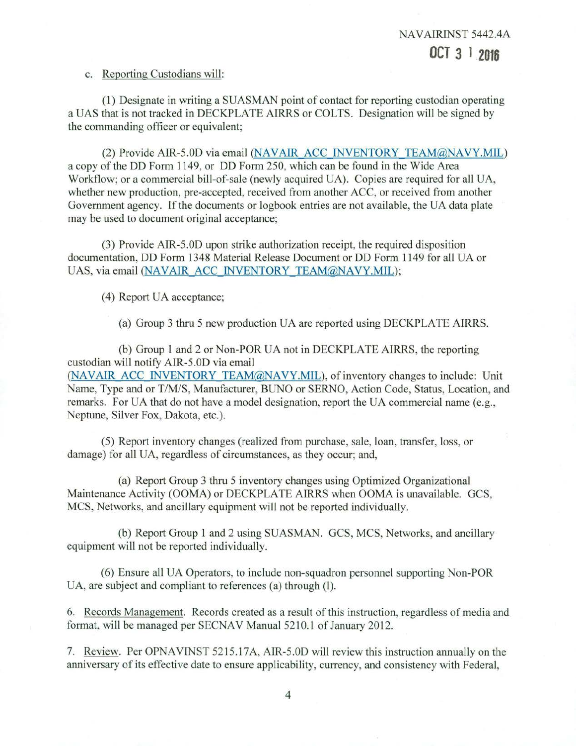c. Reporting Custodians will:

(1) Designate in writing a SUASMAN point of contact for reporting custodian operating a UAS that is not tracked in DECKPLATE AIRRS or COLTS. Designation will be signed by the commanding officer or equivalent;

(2) Provide AIR-5.0D via email (NAVAIR_ACC_INVENTORY_TEAM@NAVY.MIL) a copy of the DD Form 1149, or DD Form 250, which can be found in the Wide Area Workflow; or a commercial bill-of-sale (newly acquired UA). Copies are required for all UA, whether new production, pre-accepted, received from another ACC, or received from another Government agency. If the documents or logbook entries are not available, the UA data plate may be used to document original acceptance;

(3) Provide AIR-5.0D upon strike authorization receipt, the required disposition documentation, DD Form 1348 Material Release Document or DD Form 1149 for all UA or UAS, via email (NAVAIR_ACC_INVENTORY_TEAM@NAVY.MIL);

(4) Report UA acceptance;

(a) Group 3 thru 5 new production UA are reported using DECKPLATE AIRRS.

(b) Group 1 and 2 or Non-POR UA not in DECKPLATE AIRRS, the reporting custodian will notify AIR-5.0D via email (NAVAIR_ACC_INVENTORY_TEAM@NAVY.MIL), of inventory changes to include: Unit Name, Type and or T/M/S, Manufacturer, BUNO or SERNO, Action Code, Status, Location, and remarks. For UA that do not have a model designation, report the UA commercial name (e.g., Neptune, Silver Fox, Dakota, etc.).

(5) Report inventory changes (realized from purchase, sale, loan, transfer, loss, or damage) for all UA, regardless of circumstances, as they occur; and,

(a) Report Group 3 thru 5 inventory changes using Optimized Organizational Maintenance Activity (OOMA) or DECKPLATE AIRRS when OOMA is unavailable. GCS, MCS, Networks, and ancillary equipment will not be reported individually.

(b) Report Group 1 and 2 using SUASMAN. GCS, MCS, Networks, and ancillary equipment will not be reported individually.

(6) Ensure all UA Operators, to include non-squadron personnel supporting Non-POR UA, are subject and compliant to references (a) through (l).

6. Records Management. Records created as a result of this instruction, regardless of media and format, will be managed per SECNAV Manual 5210.1 of January 2012.

7. Review. Per OPNAVINST 5215.17A, AIR-5.0D will review this instruction annually on the anniversary of its effective date to ensure applicability, currency, and consistency with Federal,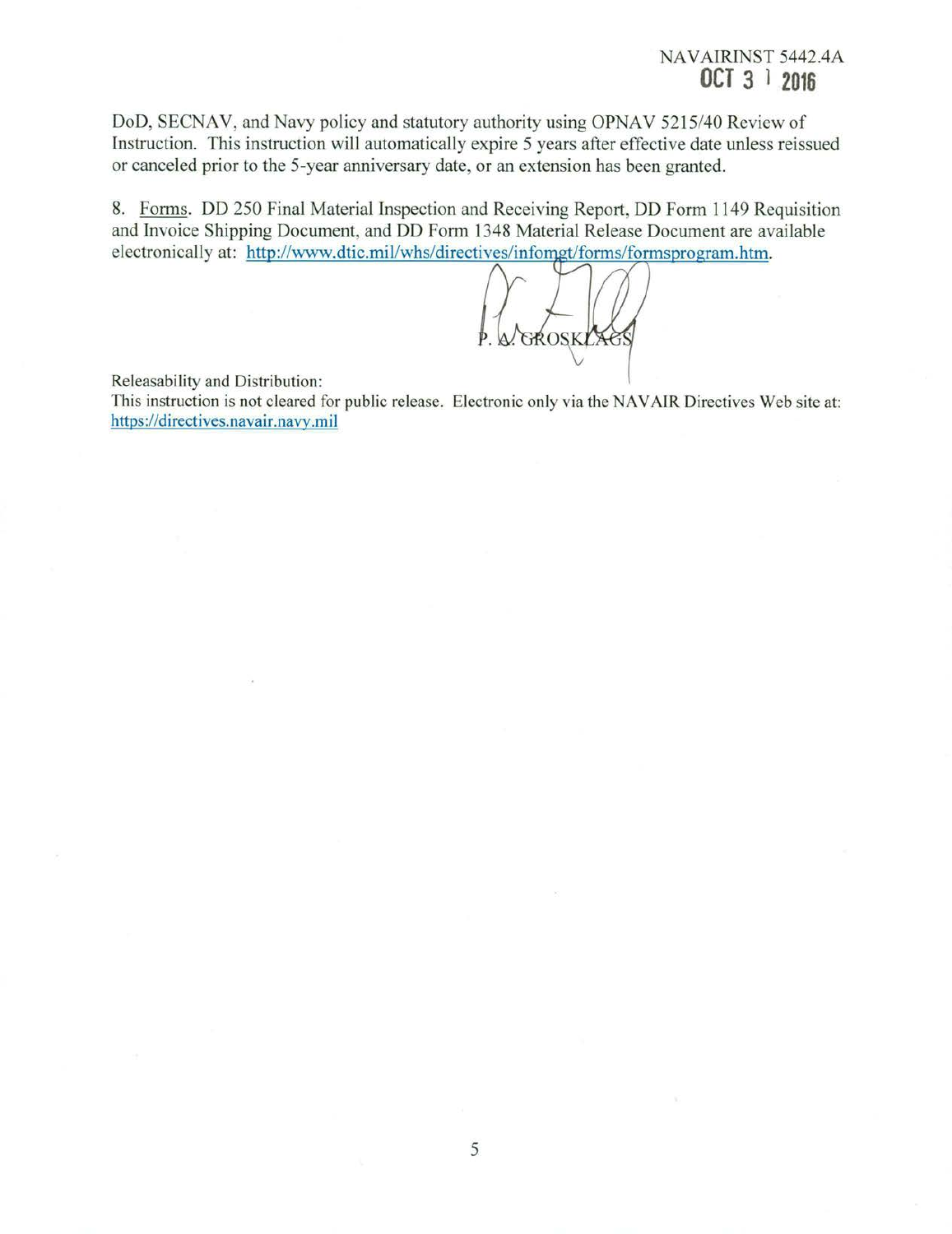DoD, SECNAV, and Navy policy and statutory authority using OPNAV 5215/40 Review of Instruction. This instruction will automatically expire 5 years after effective date unless reissued or canceled prior to the 5-year anniversary date, or an extension has been granted.

8. Forms. DD 250 Final Material Inspection and Receiving Report, DD Form 1149 Requisition and Invoice Shipping Document, and DD Form 1348 Material Release Document are available electronically at: http://www.dtic.mil/whs/directives/infomgt/forms/formsprogram.htm.

P. A. GROSKLAGS

Releasability and Distribution:
This instruction is not cleared for public release. Electronic only via the NAVAIR Directives Web site at: https://directives.navair.navy.mil